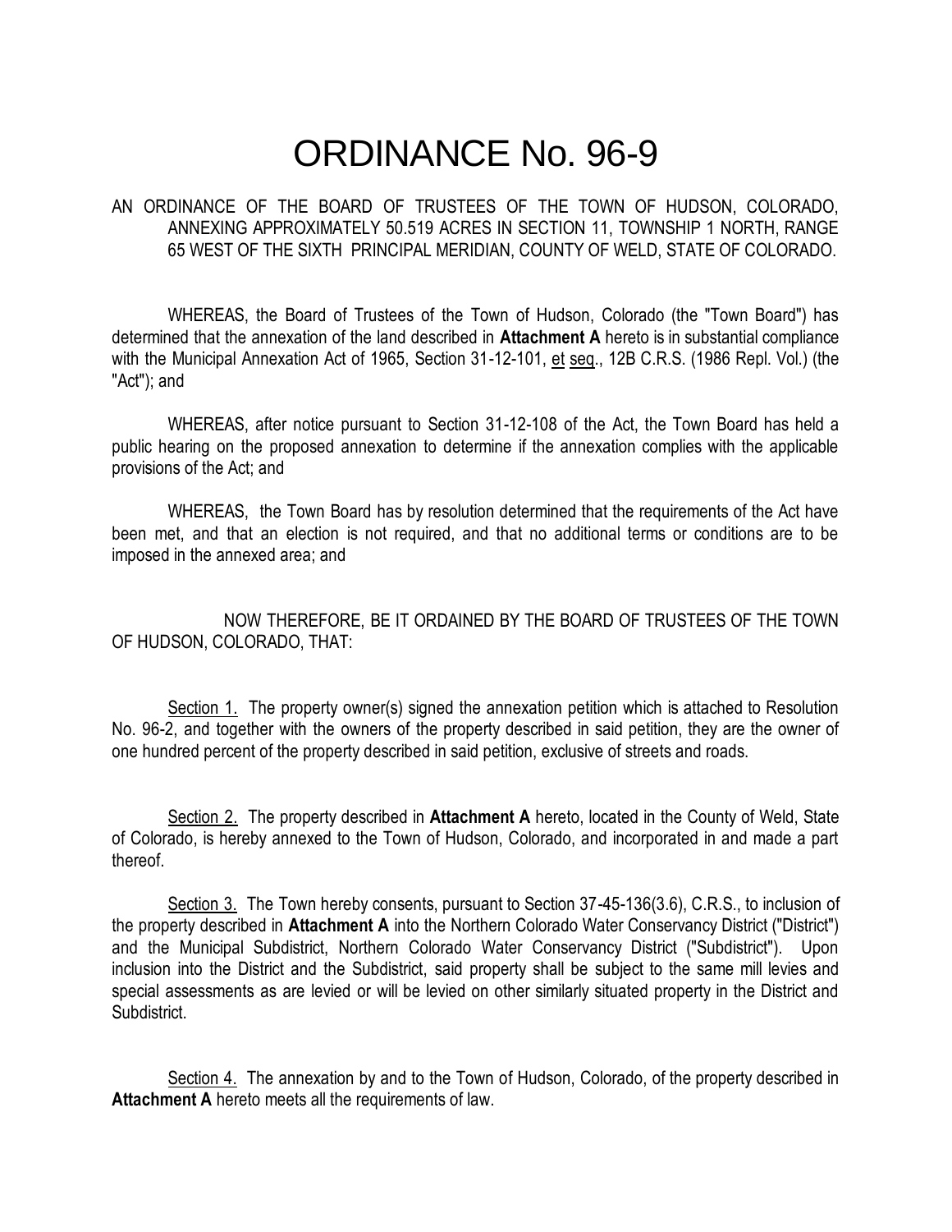# ORDINANCE No. 96-9

AN ORDINANCE OF THE BOARD OF TRUSTEES OF THE TOWN OF HUDSON, COLORADO, ANNEXING APPROXIMATELY 50.519 ACRES IN SECTION 11, TOWNSHIP 1 NORTH, RANGE 65 WEST OF THE SIXTH PRINCIPAL MERIDIAN, COUNTY OF WELD, STATE OF COLORADO.

WHEREAS, the Board of Trustees of the Town of Hudson, Colorado (the "Town Board") has determined that the annexation of the land described in **Attachment A** hereto is in substantial compliance with the Municipal Annexation Act of 1965, Section 31-12-101, et seq., 12B C.R.S. (1986 Repl. Vol.) (the "Act"); and

WHEREAS, after notice pursuant to Section 31-12-108 of the Act, the Town Board has held a public hearing on the proposed annexation to determine if the annexation complies with the applicable provisions of the Act; and

WHEREAS, the Town Board has by resolution determined that the requirements of the Act have been met, and that an election is not required, and that no additional terms or conditions are to be imposed in the annexed area; and

NOW THEREFORE, BE IT ORDAINED BY THE BOARD OF TRUSTEES OF THE TOWN OF HUDSON, COLORADO, THAT:

Section 1. The property owner(s) signed the annexation petition which is attached to Resolution No. 96-2, and together with the owners of the property described in said petition, they are the owner of one hundred percent of the property described in said petition, exclusive of streets and roads.

Section 2. The property described in **Attachment A** hereto, located in the County of Weld, State of Colorado, is hereby annexed to the Town of Hudson, Colorado, and incorporated in and made a part thereof.

Section 3. The Town hereby consents, pursuant to Section 37-45-136(3.6), C.R.S., to inclusion of the property described in **Attachment A** into the Northern Colorado Water Conservancy District ("District") and the Municipal Subdistrict, Northern Colorado Water Conservancy District ("Subdistrict"). Upon inclusion into the District and the Subdistrict, said property shall be subject to the same mill levies and special assessments as are levied or will be levied on other similarly situated property in the District and Subdistrict.

Section 4. The annexation by and to the Town of Hudson, Colorado, of the property described in **Attachment A** hereto meets all the requirements of law.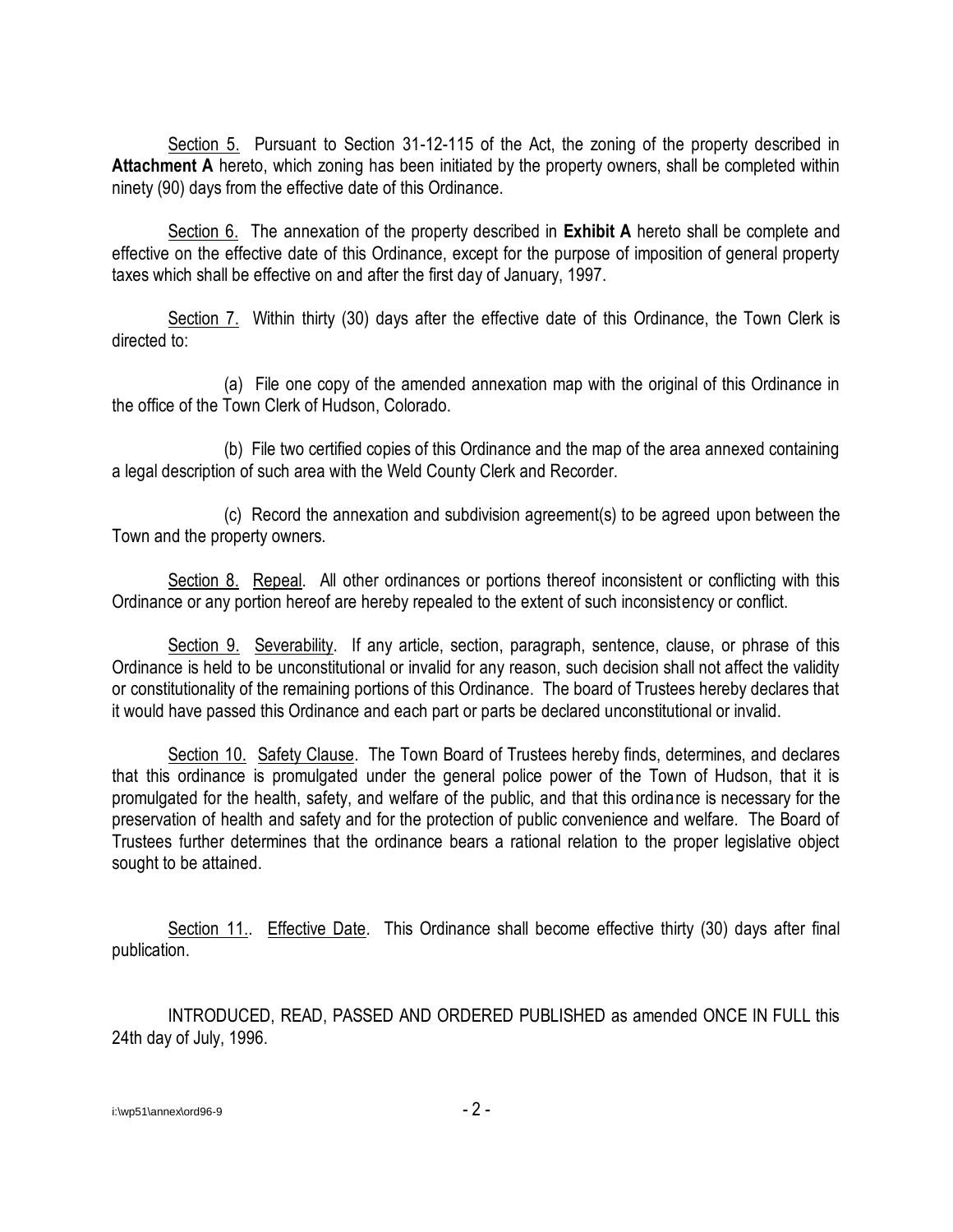Section 5. Pursuant to Section 31-12-115 of the Act, the zoning of the property described in **Attachment A** hereto, which zoning has been initiated by the property owners, shall be completed within ninety (90) days from the effective date of this Ordinance.

Section 6. The annexation of the property described in **Exhibit A** hereto shall be complete and effective on the effective date of this Ordinance, except for the purpose of imposition of general property taxes which shall be effective on and after the first day of January, 1997.

Section 7. Within thirty (30) days after the effective date of this Ordinance, the Town Clerk is directed to:

(a) File one copy of the amended annexation map with the original of this Ordinance in the office of the Town Clerk of Hudson, Colorado.

(b) File two certified copies of this Ordinance and the map of the area annexed containing a legal description of such area with the Weld County Clerk and Recorder.

(c) Record the annexation and subdivision agreement(s) to be agreed upon between the Town and the property owners.

Section 8. Repeal. All other ordinances or portions thereof inconsistent or conflicting with this Ordinance or any portion hereof are hereby repealed to the extent of such inconsistency or conflict.

Section 9. Severability. If any article, section, paragraph, sentence, clause, or phrase of this Ordinance is held to be unconstitutional or invalid for any reason, such decision shall not affect the validity or constitutionality of the remaining portions of this Ordinance. The board of Trustees hereby declares that it would have passed this Ordinance and each part or parts be declared unconstitutional or invalid.

Section 10. Safety Clause. The Town Board of Trustees hereby finds, determines, and declares that this ordinance is promulgated under the general police power of the Town of Hudson, that it is promulgated for the health, safety, and welfare of the public, and that this ordinance is necessary for the preservation of health and safety and for the protection of public convenience and welfare. The Board of Trustees further determines that the ordinance bears a rational relation to the proper legislative object sought to be attained.

Section 11.. Effective Date. This Ordinance shall become effective thirty (30) days after final publication.

INTRODUCED, READ, PASSED AND ORDERED PUBLISHED as amended ONCE IN FULL this 24th day of July, 1996.

i:\wp51\annex\ord96-9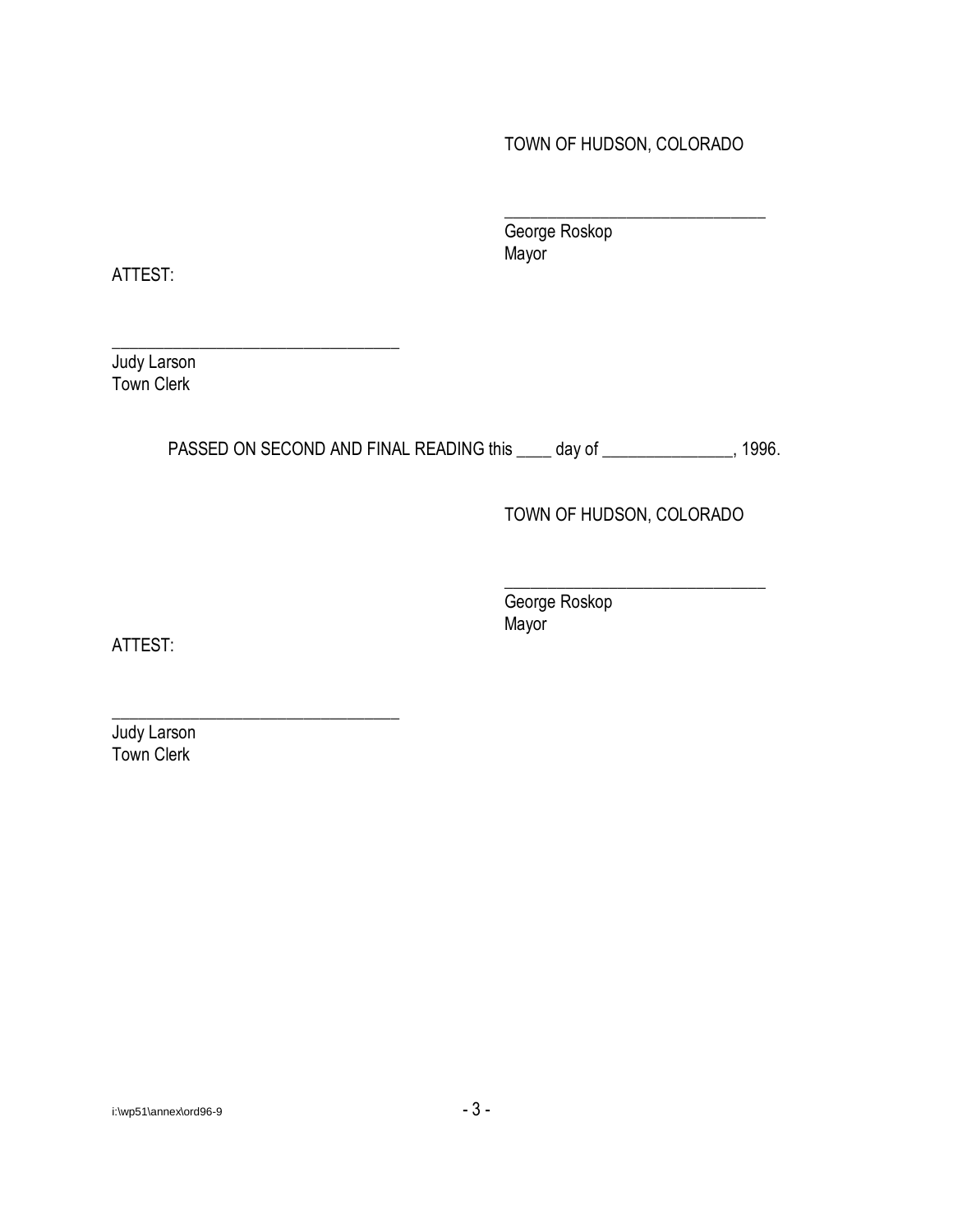TOWN OF HUDSON, COLORADO

______________________________
George Roskop
Mayor

ATTEST:

________________________________
Judy Larson
Town Clerk

PASSED ON SECOND AND FINAL READING this ____ day of _______________, 1996.

TOWN OF HUDSON, COLORADO

______________________________
George Roskop
Mayor

ATTEST:

________________________________
Judy Larson
Town Clerk

i:\wp51\annex\ord96-9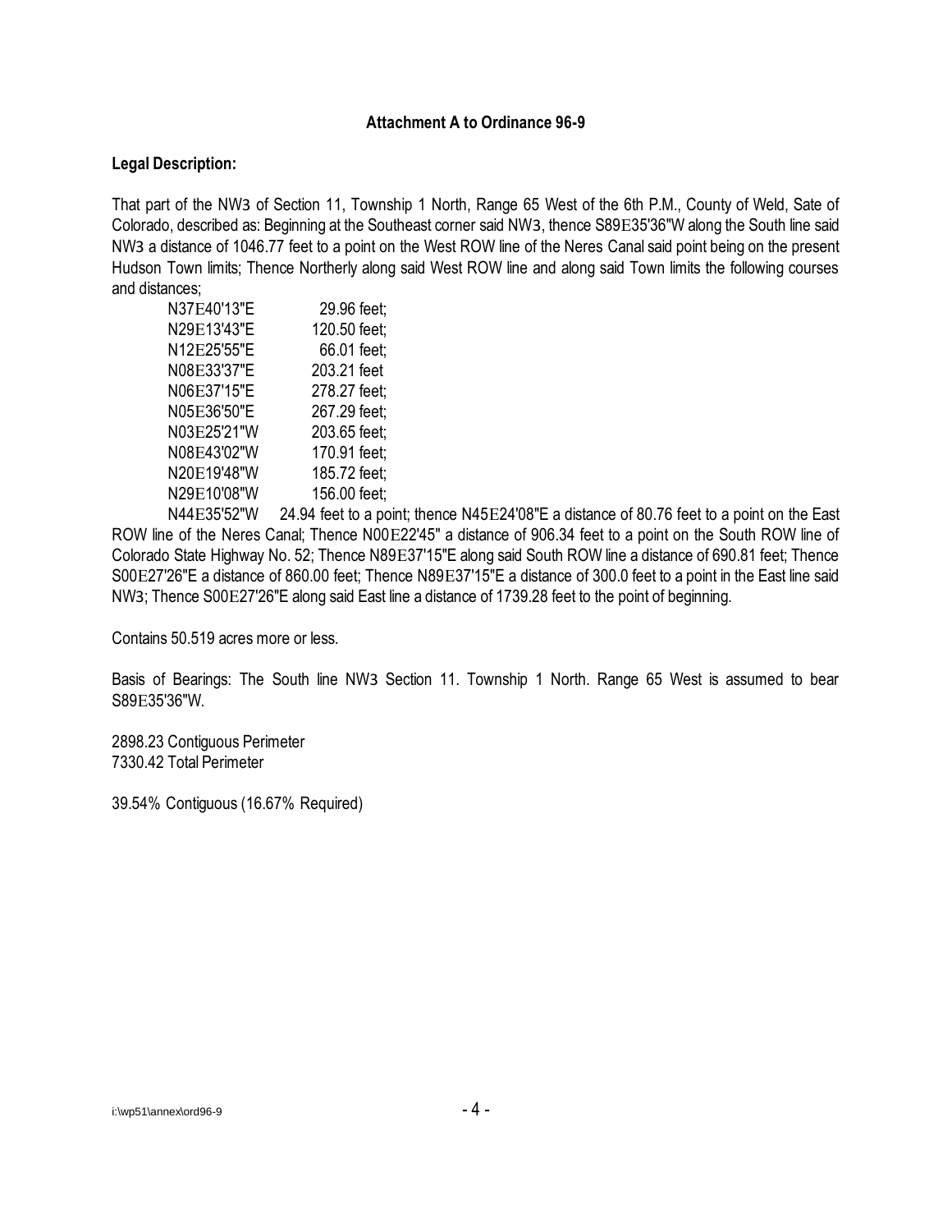**Attachment A to Ordinance 96-9**

**Legal Description:**

That part of the NW3 of Section 11, Township 1 North, Range 65 West of the 6th P.M., County of Weld, Sate of Colorado, described as: Beginning at the Southeast corner said NW3, thence S89E35'36"W along the South line said NW3 a distance of 1046.77 feet to a point on the West ROW line of the Neres Canal said point being on the present Hudson Town limits; Thence Northerly along said West ROW line and along said Town limits the following courses and distances;

| | |
|---|---|
| N37E40'13"E | 29.96 feet; |
| N29E13'43"E | 120.50 feet; |
| N12E25'55"E | 66.01 feet; |
| N08E33'37"E | 203.21 feet |
| N06E37'15"E | 278.27 feet; |
| N05E36'50"E | 267.29 feet; |
| N03E25'21"W | 203.65 feet; |
| N08E43'02"W | 170.91 feet; |
| N20E19'48"W | 185.72 feet; |
| N29E10'08"W | 156.00 feet; |

N44E35'52"W 24.94 feet to a point; thence N45E24'08"E a distance of 80.76 feet to a point on the East ROW line of the Neres Canal; Thence N00E22'45" a distance of 906.34 feet to a point on the South ROW line of Colorado State Highway No. 52; Thence N89E37'15"E along said South ROW line a distance of 690.81 feet; Thence S00E27'26"E a distance of 860.00 feet; Thence N89E37'15"E a distance of 300.0 feet to a point in the East line said NW3; Thence S00E27'26"E along said East line a distance of 1739.28 feet to the point of beginning.

Contains 50.519 acres more or less.

Basis of Bearings: The South line NW3 Section 11. Township 1 North. Range 65 West is assumed to bear S89E35'36"W.

2898.23 Contiguous Perimeter
7330.42 Total Perimeter

39.54% Contiguous (16.67% Required)

i:\wp51\annex\ord96-9